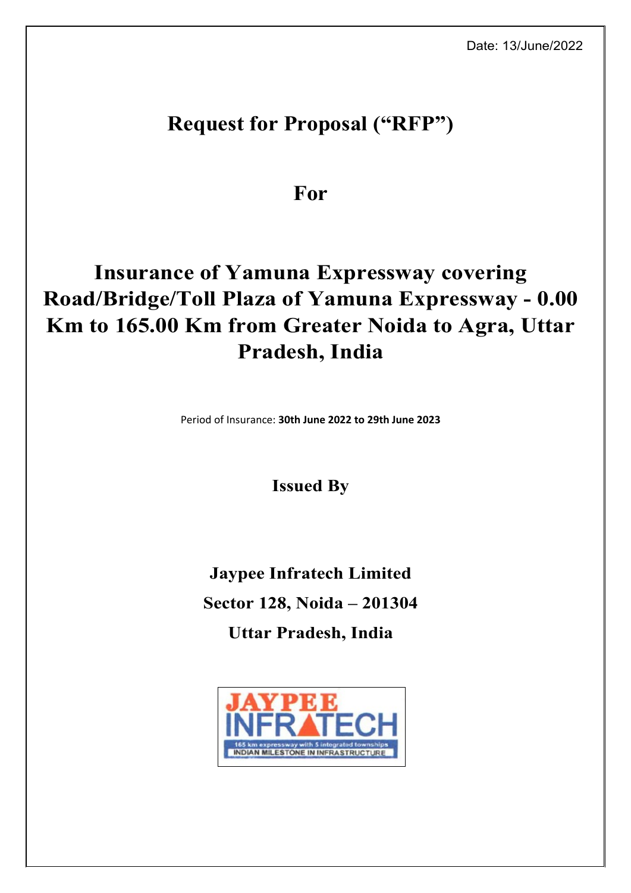Date: 13/June/2022

# Request for Proposal ("RFP")

# For

# Insurance of Yamuna Expressway covering Road/Bridge/Toll Plaza of Yamuna Expressway - 0.00 Km to 165.00 Km from Greater Noida to Agra, Uttar Pradesh, India

Period of Insurance: **30th June 2022 to 29th June 2023**

**Issued By**

**Jaypee Infratech Limited**

**Sector 128, Noida – 201304**

**Uttar Pradesh, India**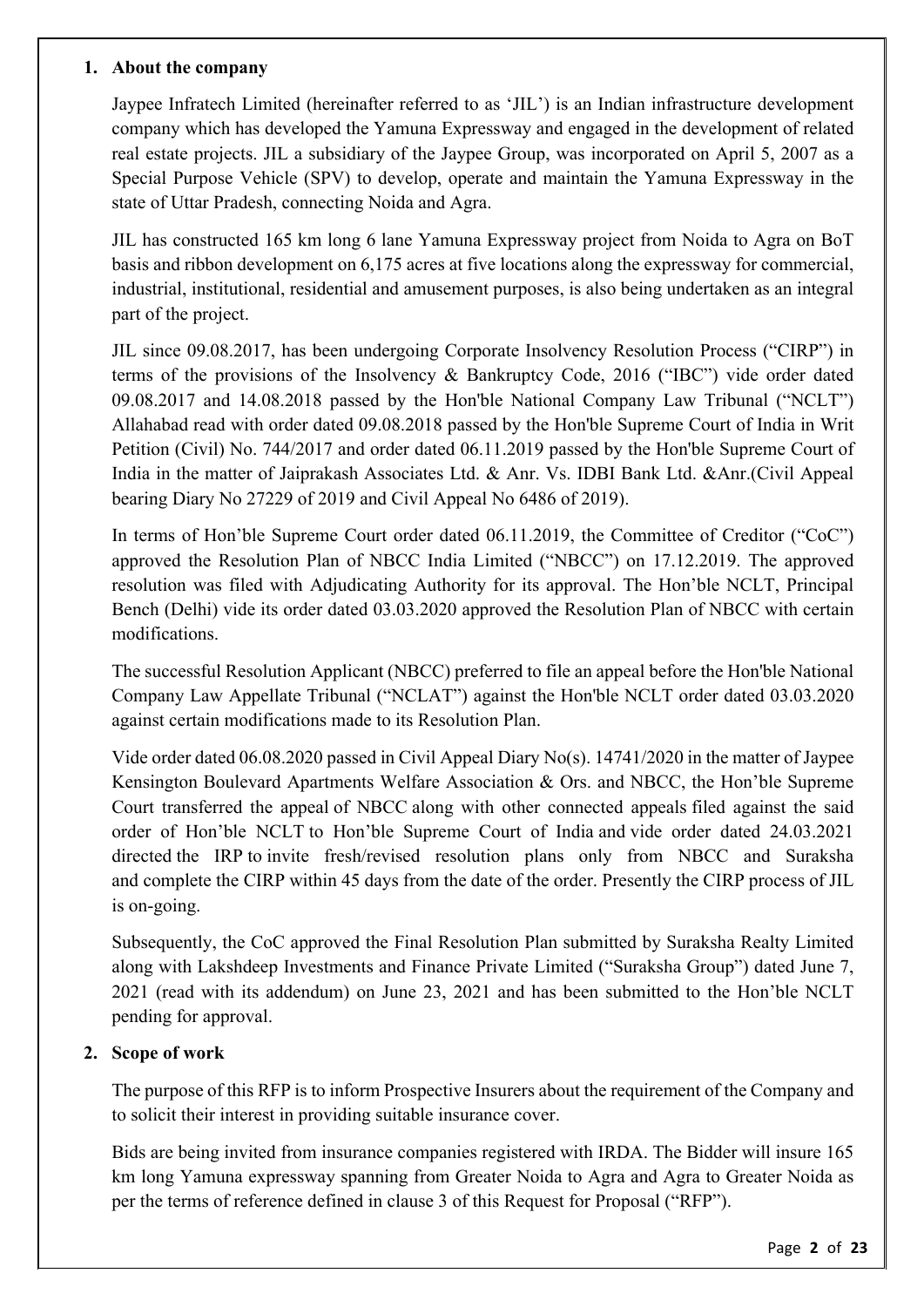## 1. About the company

Jaypee Infratech Limited (hereinafter referred to as 'JIL') is an Indian infrastructure development company which has developed the Yamuna Expressway and engaged in the development of related real estate projects. JIL a subsidiary of the Jaypee Group, was incorporated on April 5, 2007 as a Special Purpose Vehicle (SPV) to develop, operate and maintain the Yamuna Expressway in the state of Uttar Pradesh, connecting Noida and Agra.

JIL has constructed 165 km long 6 lane Yamuna Expressway project from Noida to Agra on BoT basis and ribbon development on 6,175 acres at five locations along the expressway for commercial, industrial, institutional, residential and amusement purposes, is also being undertaken as an integral part of the project.

JIL since 09.08.2017, has been undergoing Corporate Insolvency Resolution Process ("CIRP") in terms of the provisions of the Insolvency & Bankruptcy Code, 2016 ("IBC") vide order dated 09.08.2017 and 14.08.2018 passed by the Hon'ble National Company Law Tribunal ("NCLT") Allahabad read with order dated 09.08.2018 passed by the Hon'ble Supreme Court of India in Writ Petition (Civil) No. 744/2017 and order dated 06.11.2019 passed by the Hon'ble Supreme Court of India in the matter of Jaiprakash Associates Ltd. & Anr. Vs. IDBI Bank Ltd. &Anr.(Civil Appeal bearing Diary No 27229 of 2019 and Civil Appeal No 6486 of 2019).

In terms of Hon'ble Supreme Court order dated 06.11.2019, the Committee of Creditor ("CoC") approved the Resolution Plan of NBCC India Limited ("NBCC") on 17.12.2019. The approved resolution was filed with Adjudicating Authority for its approval. The Hon'ble NCLT, Principal Bench (Delhi) vide its order dated 03.03.2020 approved the Resolution Plan of NBCC with certain modifications.

The successful Resolution Applicant (NBCC) preferred to file an appeal before the Hon'ble National Company Law Appellate Tribunal ("NCLAT") against the Hon'ble NCLT order dated 03.03.2020 against certain modifications made to its Resolution Plan.

Vide order dated 06.08.2020 passed in Civil Appeal Diary No(s). 14741/2020 in the matter of Jaypee Kensington Boulevard Apartments Welfare Association & Ors. and NBCC, the Hon'ble Supreme Court transferred the appeal of NBCC along with other connected appeals filed against the said order of Hon'ble NCLT to Hon'ble Supreme Court of India and vide order dated 24.03.2021 directed the IRP to invite fresh/revised resolution plans only from NBCC and Suraksha and complete the CIRP within 45 days from the date of the order. Presently the CIRP process of JIL is on-going.

Subsequently, the CoC approved the Final Resolution Plan submitted by Suraksha Realty Limited along with Lakshdeep Investments and Finance Private Limited ("Suraksha Group") dated June 7, 2021 (read with its addendum) on June 23, 2021 and has been submitted to the Hon'ble NCLT pending for approval.

## 2. Scope of work

The purpose of this RFP is to inform Prospective Insurers about the requirement of the Company and to solicit their interest in providing suitable insurance cover.

Bids are being invited from insurance companies registered with IRDA. The Bidder will insure 165 km long Yamuna expressway spanning from Greater Noida to Agra and Agra to Greater Noida as per the terms of reference defined in clause 3 of this Request for Proposal ("RFP").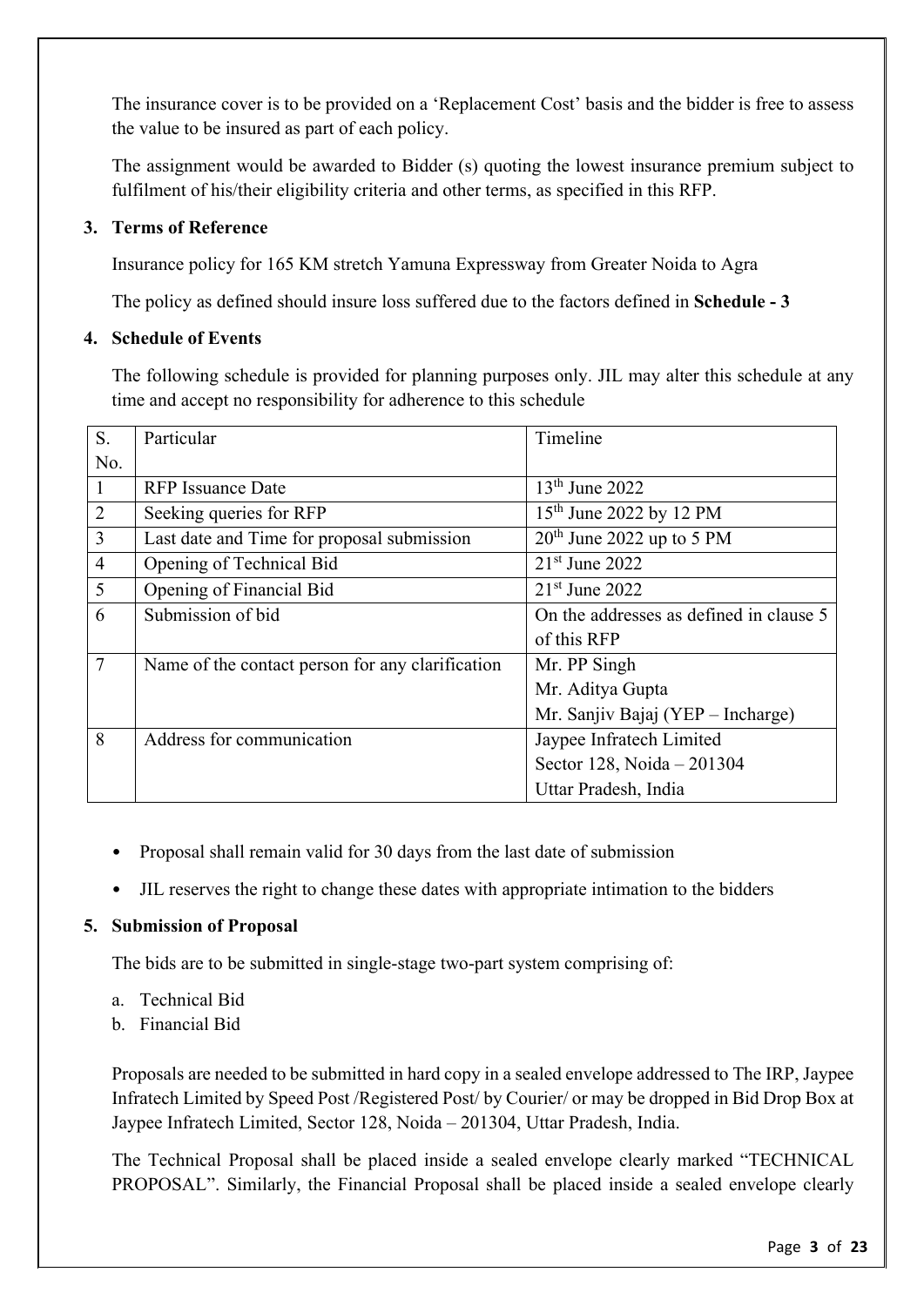The insurance cover is to be provided on a 'Replacement Cost' basis and the bidder is free to assess the value to be insured as part of each policy.

The assignment would be awarded to Bidder (s) quoting the lowest insurance premium subject to fulfilment of his/their eligibility criteria and other terms, as specified in this RFP.

### 3. Terms of Reference

Insurance policy for 165 KM stretch Yamuna Expressway from Greater Noida to Agra

The policy as defined should insure loss suffered due to the factors defined in **Schedule - 3**

### 4. Schedule of Events

The following schedule is provided for planning purposes only. JIL may alter this schedule at any time and accept no responsibility for adherence to this schedule

| S. No. | Particular | Timeline |
|---|---|---|
| 1 | RFP Issuance Date | 13th June 2022 |
| 2 | Seeking queries for RFP | 15th June 2022 by 12 PM |
| 3 | Last date and Time for proposal submission | 20th June 2022 up to 5 PM |
| 4 | Opening of Technical Bid | 21st June 2022 |
| 5 | Opening of Financial Bid | 21st June 2022 |
| 6 | Submission of bid | On the addresses as defined in clause 5 of this RFP |
| 7 | Name of the contact person for any clarification | Mr. PP Singh<br>Mr. Aditya Gupta<br>Mr. Sanjiv Bajaj (YEP – Incharge) |
| 8 | Address for communication | Jaypee Infratech Limited<br>Sector 128, Noida – 201304<br>Uttar Pradesh, India |

- Proposal shall remain valid for 30 days from the last date of submission
- JIL reserves the right to change these dates with appropriate intimation to the bidders

### 5. Submission of Proposal

The bids are to be submitted in single-stage two-part system comprising of:

a. Technical Bid
b. Financial Bid

Proposals are needed to be submitted in hard copy in a sealed envelope addressed to The IRP, Jaypee Infratech Limited by Speed Post /Registered Post/ by Courier/ or may be dropped in Bid Drop Box at Jaypee Infratech Limited, Sector 128, Noida – 201304, Uttar Pradesh, India.

The Technical Proposal shall be placed inside a sealed envelope clearly marked "TECHNICAL PROPOSAL". Similarly, the Financial Proposal shall be placed inside a sealed envelope clearly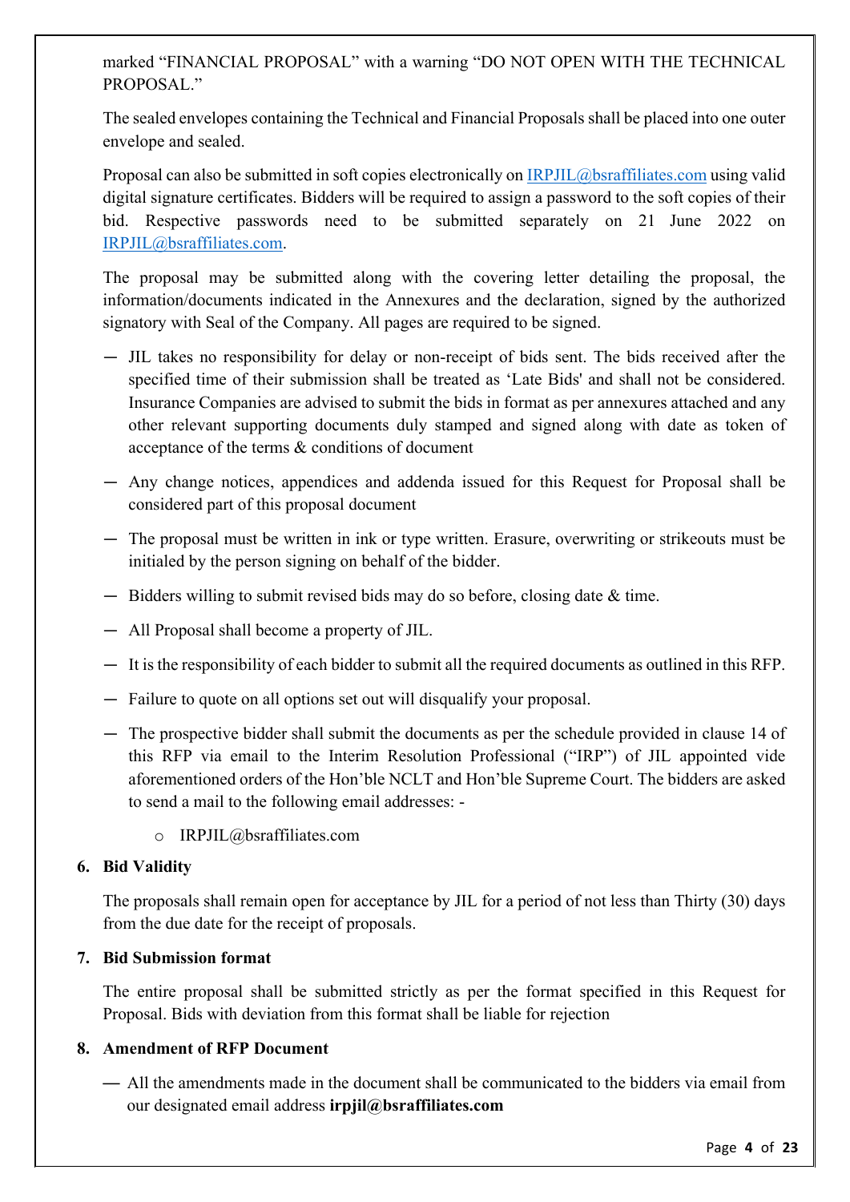marked “FINANCIAL PROPOSAL” with a warning “DO NOT OPEN WITH THE TECHNICAL PROPOSAL.”

The sealed envelopes containing the Technical and Financial Proposals shall be placed into one outer envelope and sealed.

Proposal can also be submitted in soft copies electronically on IRPJIL@bsraffiliates.com using valid digital signature certificates. Bidders will be required to assign a password to the soft copies of their bid. Respective passwords need to be submitted separately on 21 June 2022 on IRPJIL@bsraffiliates.com.

The proposal may be submitted along with the covering letter detailing the proposal, the information/documents indicated in the Annexures and the declaration, signed by the authorized signatory with Seal of the Company. All pages are required to be signed.

- JIL takes no responsibility for delay or non-receipt of bids sent. The bids received after the specified time of their submission shall be treated as ‘Late Bids' and shall not be considered. Insurance Companies are advised to submit the bids in format as per annexures attached and any other relevant supporting documents duly stamped and signed along with date as token of acceptance of the terms & conditions of document
- Any change notices, appendices and addenda issued for this Request for Proposal shall be considered part of this proposal document
- The proposal must be written in ink or type written. Erasure, overwriting or strikeouts must be initialed by the person signing on behalf of the bidder.
- Bidders willing to submit revised bids may do so before, closing date & time.
- All Proposal shall become a property of JIL.
- It is the responsibility of each bidder to submit all the required documents as outlined in this RFP.
- Failure to quote on all options set out will disqualify your proposal.
- The prospective bidder shall submit the documents as per the schedule provided in clause 14 of this RFP via email to the Interim Resolution Professional (“IRP”) of JIL appointed vide aforementioned orders of the Hon’ble NCLT and Hon’ble Supreme Court. The bidders are asked to send a mail to the following email addresses: -
    - IRPJIL@bsraffiliates.com

## 6. Bid Validity

The proposals shall remain open for acceptance by JIL for a period of not less than Thirty (30) days from the due date for the receipt of proposals.

## 7. Bid Submission format

The entire proposal shall be submitted strictly as per the format specified in this Request for Proposal. Bids with deviation from this format shall be liable for rejection

## 8. Amendment of RFP Document

- All the amendments made in the document shall be communicated to the bidders via email from our designated email address **irpjil@bsraffiliates.com**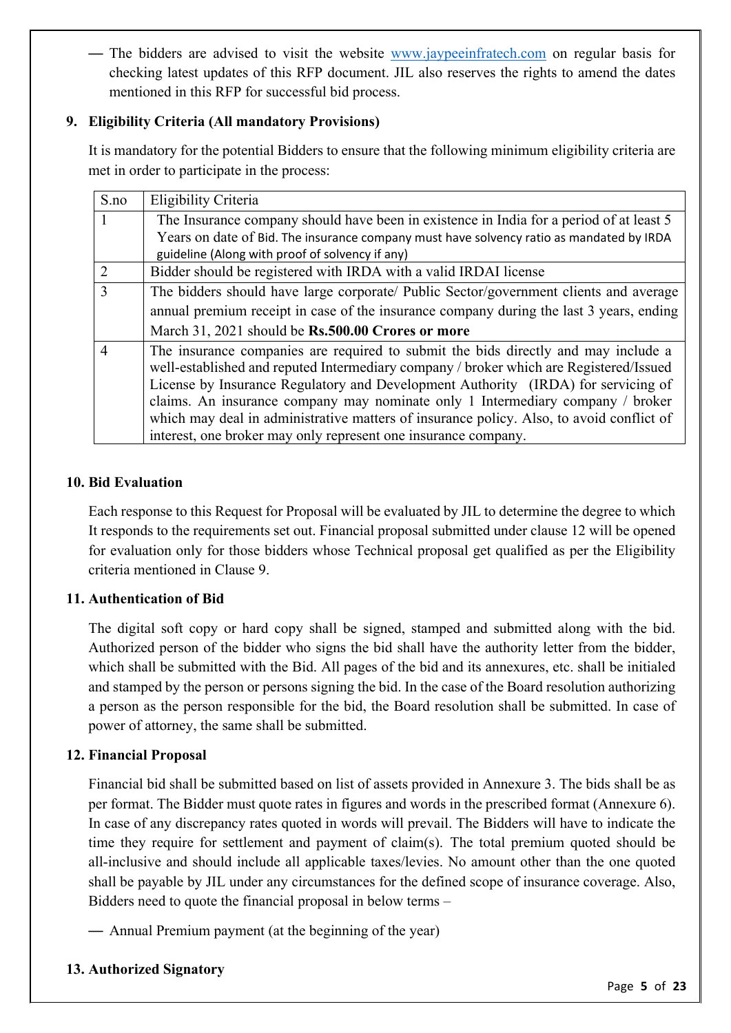— The bidders are advised to visit the website www.jaypeeinfratech.com on regular basis for checking latest updates of this RFP document. JIL also reserves the rights to amend the dates mentioned in this RFP for successful bid process.

## 9. Eligibility Criteria (All mandatory Provisions)

It is mandatory for the potential Bidders to ensure that the following minimum eligibility criteria are met in order to participate in the process:

| S.no | Eligibility Criteria |
|---|---|
| 1 | The Insurance company should have been in existence in India for a period of at least 5 Years on date of Bid. The insurance company must have solvency ratio as mandated by IRDA guideline (Along with proof of solvency if any) |
| 2 | Bidder should be registered with IRDA with a valid IRDAI license |
| 3 | The bidders should have large corporate/ Public Sector/government clients and average annual premium receipt in case of the insurance company during the last 3 years, ending March 31, 2021 should be **Rs.500.00 Crores or more** |
| 4 | The insurance companies are required to submit the bids directly and may include a well-established and reputed Intermediary company / broker which are Registered/Issued License by Insurance Regulatory and Development Authority (IRDA) for servicing of claims. An insurance company may nominate only 1 Intermediary company / broker which may deal in administrative matters of insurance policy. Also, to avoid conflict of interest, one broker may only represent one insurance company. |

## 10. Bid Evaluation

Each response to this Request for Proposal will be evaluated by JIL to determine the degree to which It responds to the requirements set out. Financial proposal submitted under clause 12 will be opened for evaluation only for those bidders whose Technical proposal get qualified as per the Eligibility criteria mentioned in Clause 9.

## 11. Authentication of Bid

The digital soft copy or hard copy shall be signed, stamped and submitted along with the bid. Authorized person of the bidder who signs the bid shall have the authority letter from the bidder, which shall be submitted with the Bid. All pages of the bid and its annexures, etc. shall be initialed and stamped by the person or persons signing the bid. In the case of the Board resolution authorizing a person as the person responsible for the bid, the Board resolution shall be submitted. In case of power of attorney, the same shall be submitted.

## 12. Financial Proposal

Financial bid shall be submitted based on list of assets provided in Annexure 3. The bids shall be as per format. The Bidder must quote rates in figures and words in the prescribed format (Annexure 6). In case of any discrepancy rates quoted in words will prevail. The Bidders will have to indicate the time they require for settlement and payment of claim(s). The total premium quoted should be all-inclusive and should include all applicable taxes/levies. No amount other than the one quoted shall be payable by JIL under any circumstances for the defined scope of insurance coverage. Also, Bidders need to quote the financial proposal in below terms –

— Annual Premium payment (at the beginning of the year)

## 13. Authorized Signatory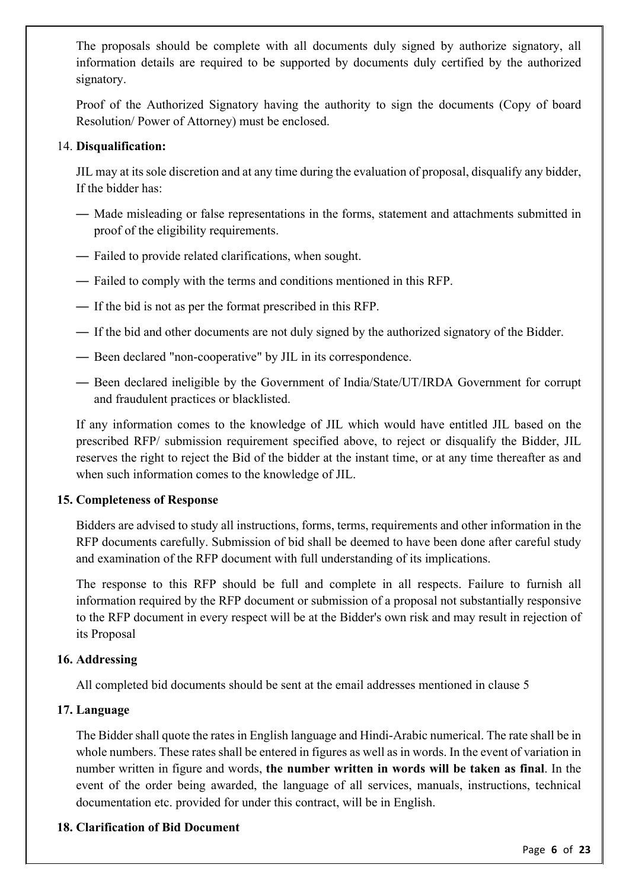The proposals should be complete with all documents duly signed by authorize signatory, all information details are required to be supported by documents duly certified by the authorized signatory.

Proof of the Authorized Signatory having the authority to sign the documents (Copy of board Resolution/ Power of Attorney) must be enclosed.

14. **Disqualification:**

JIL may at its sole discretion and at any time during the evaluation of proposal, disqualify any bidder, If the bidder has:

- Made misleading or false representations in the forms, statement and attachments submitted in proof of the eligibility requirements.
- Failed to provide related clarifications, when sought.
- Failed to comply with the terms and conditions mentioned in this RFP.
- If the bid is not as per the format prescribed in this RFP.
- If the bid and other documents are not duly signed by the authorized signatory of the Bidder.
- Been declared "non-cooperative" by JIL in its correspondence.
- Been declared ineligible by the Government of India/State/UT/IRDA Government for corrupt and fraudulent practices or blacklisted.

If any information comes to the knowledge of JIL which would have entitled JIL based on the prescribed RFP/ submission requirement specified above, to reject or disqualify the Bidder, JIL reserves the right to reject the Bid of the bidder at the instant time, or at any time thereafter as and when such information comes to the knowledge of JIL.

**15. Completeness of Response**

Bidders are advised to study all instructions, forms, terms, requirements and other information in the RFP documents carefully. Submission of bid shall be deemed to have been done after careful study and examination of the RFP document with full understanding of its implications.

The response to this RFP should be full and complete in all respects. Failure to furnish all information required by the RFP document or submission of a proposal not substantially responsive to the RFP document in every respect will be at the Bidder's own risk and may result in rejection of its Proposal

**16. Addressing**

All completed bid documents should be sent at the email addresses mentioned in clause 5

**17. Language**

The Bidder shall quote the rates in English language and Hindi-Arabic numerical. The rate shall be in whole numbers. These rates shall be entered in figures as well as in words. In the event of variation in number written in figure and words, **the number written in words will be taken as final**. In the event of the order being awarded, the language of all services, manuals, instructions, technical documentation etc. provided for under this contract, will be in English.

**18. Clarification of Bid Document**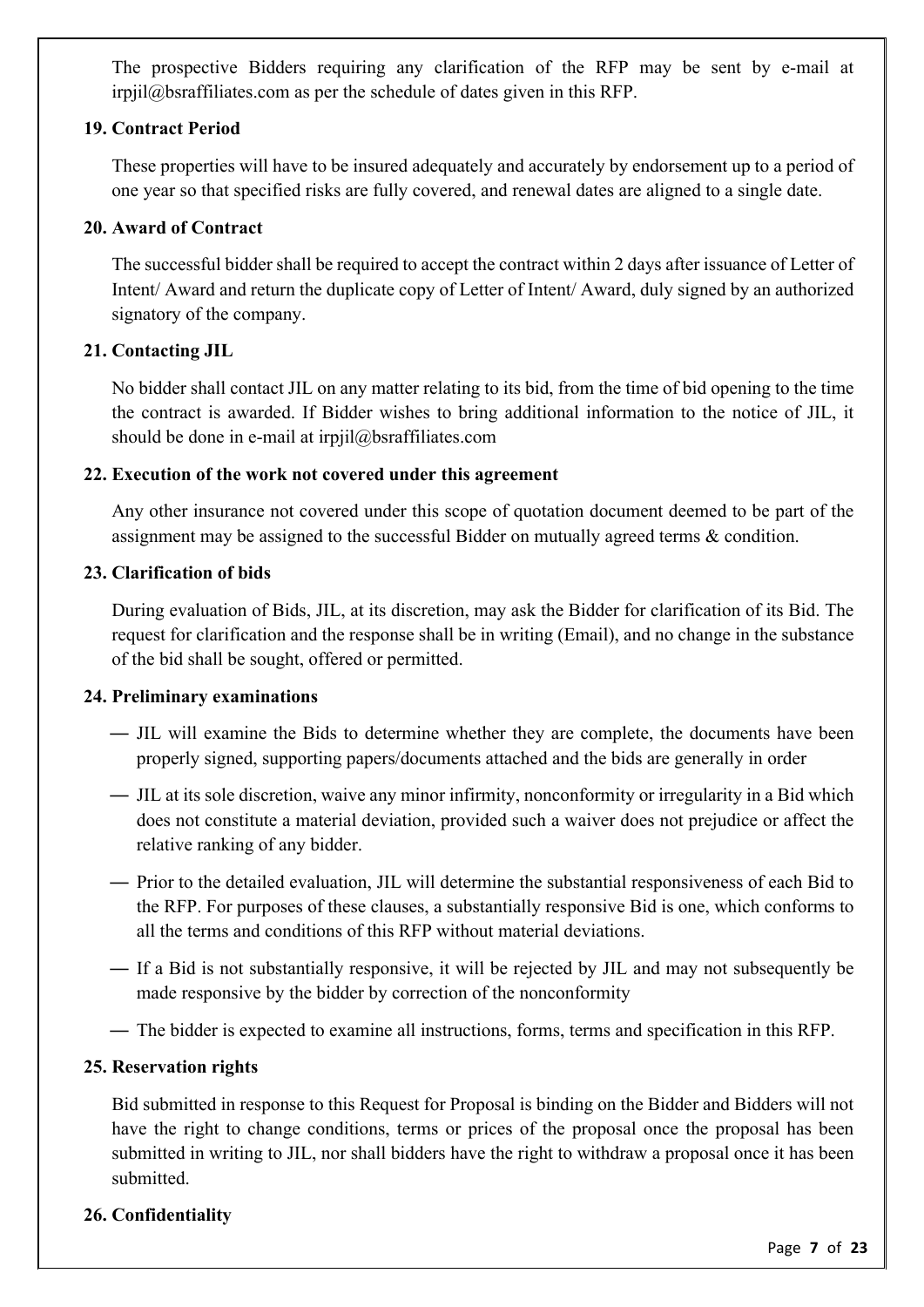The prospective Bidders requiring any clarification of the RFP may be sent by e-mail at irpjil@bsraffiliates.com as per the schedule of dates given in this RFP.

**19. Contract Period**

These properties will have to be insured adequately and accurately by endorsement up to a period of one year so that specified risks are fully covered, and renewal dates are aligned to a single date.

**20. Award of Contract**

The successful bidder shall be required to accept the contract within 2 days after issuance of Letter of Intent/ Award and return the duplicate copy of Letter of Intent/ Award, duly signed by an authorized signatory of the company.

**21. Contacting JIL**

No bidder shall contact JIL on any matter relating to its bid, from the time of bid opening to the time the contract is awarded. If Bidder wishes to bring additional information to the notice of JIL, it should be done in e-mail at irpjil@bsraffiliates.com

**22. Execution of the work not covered under this agreement**

Any other insurance not covered under this scope of quotation document deemed to be part of the assignment may be assigned to the successful Bidder on mutually agreed terms & condition.

**23. Clarification of bids**

During evaluation of Bids, JIL, at its discretion, may ask the Bidder for clarification of its Bid. The request for clarification and the response shall be in writing (Email), and no change in the substance of the bid shall be sought, offered or permitted.

**24. Preliminary examinations**

- JIL will examine the Bids to determine whether they are complete, the documents have been properly signed, supporting papers/documents attached and the bids are generally in order
- JIL at its sole discretion, waive any minor infirmity, nonconformity or irregularity in a Bid which does not constitute a material deviation, provided such a waiver does not prejudice or affect the relative ranking of any bidder.
- Prior to the detailed evaluation, JIL will determine the substantial responsiveness of each Bid to the RFP. For purposes of these clauses, a substantially responsive Bid is one, which conforms to all the terms and conditions of this RFP without material deviations.
- If a Bid is not substantially responsive, it will be rejected by JIL and may not subsequently be made responsive by the bidder by correction of the nonconformity
- The bidder is expected to examine all instructions, forms, terms and specification in this RFP.

**25. Reservation rights**

Bid submitted in response to this Request for Proposal is binding on the Bidder and Bidders will not have the right to change conditions, terms or prices of the proposal once the proposal has been submitted in writing to JIL, nor shall bidders have the right to withdraw a proposal once it has been submitted.

**26. Confidentiality**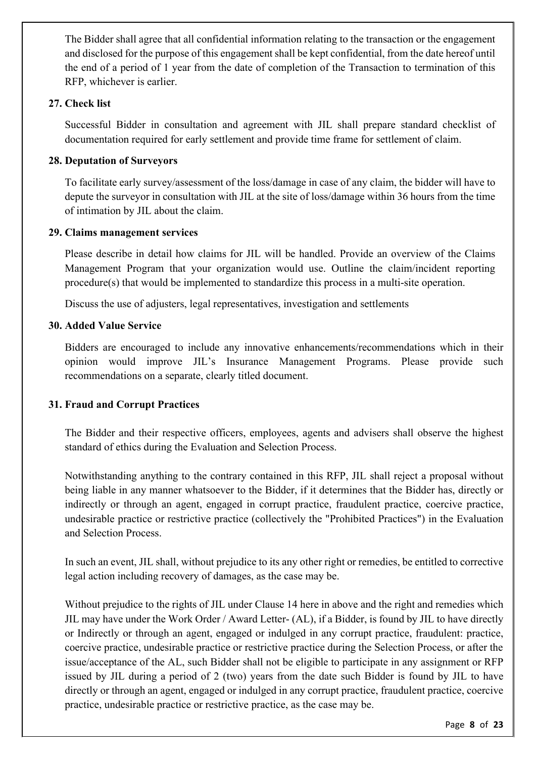The Bidder shall agree that all confidential information relating to the transaction or the engagement and disclosed for the purpose of this engagement shall be kept confidential, from the date hereof until the end of a period of 1 year from the date of completion of the Transaction to termination of this RFP, whichever is earlier.

**27. Check list**

Successful Bidder in consultation and agreement with JIL shall prepare standard checklist of documentation required for early settlement and provide time frame for settlement of claim.

**28. Deputation of Surveyors**

To facilitate early survey/assessment of the loss/damage in case of any claim, the bidder will have to depute the surveyor in consultation with JIL at the site of loss/damage within 36 hours from the time of intimation by JIL about the claim.

**29. Claims management services**

Please describe in detail how claims for JIL will be handled. Provide an overview of the Claims Management Program that your organization would use. Outline the claim/incident reporting procedure(s) that would be implemented to standardize this process in a multi-site operation.

Discuss the use of adjusters, legal representatives, investigation and settlements

**30. Added Value Service**

Bidders are encouraged to include any innovative enhancements/recommendations which in their opinion would improve JIL's Insurance Management Programs. Please provide such recommendations on a separate, clearly titled document.

**31. Fraud and Corrupt Practices**

The Bidder and their respective officers, employees, agents and advisers shall observe the highest standard of ethics during the Evaluation and Selection Process.

Notwithstanding anything to the contrary contained in this RFP, JIL shall reject a proposal without being liable in any manner whatsoever to the Bidder, if it determines that the Bidder has, directly or indirectly or through an agent, engaged in corrupt practice, fraudulent practice, coercive practice, undesirable practice or restrictive practice (collectively the "Prohibited Practices") in the Evaluation and Selection Process.

In such an event, JIL shall, without prejudice to its any other right or remedies, be entitled to corrective legal action including recovery of damages, as the case may be.

Without prejudice to the rights of JIL under Clause 14 here in above and the right and remedies which JIL may have under the Work Order / Award Letter- (AL), if a Bidder, is found by JIL to have directly or Indirectly or through an agent, engaged or indulged in any corrupt practice, fraudulent: practice, coercive practice, undesirable practice or restrictive practice during the Selection Process, or after the issue/acceptance of the AL, such Bidder shall not be eligible to participate in any assignment or RFP issued by JIL during a period of 2 (two) years from the date such Bidder is found by JIL to have directly or through an agent, engaged or indulged in any corrupt practice, fraudulent practice, coercive practice, undesirable practice or restrictive practice, as the case may be.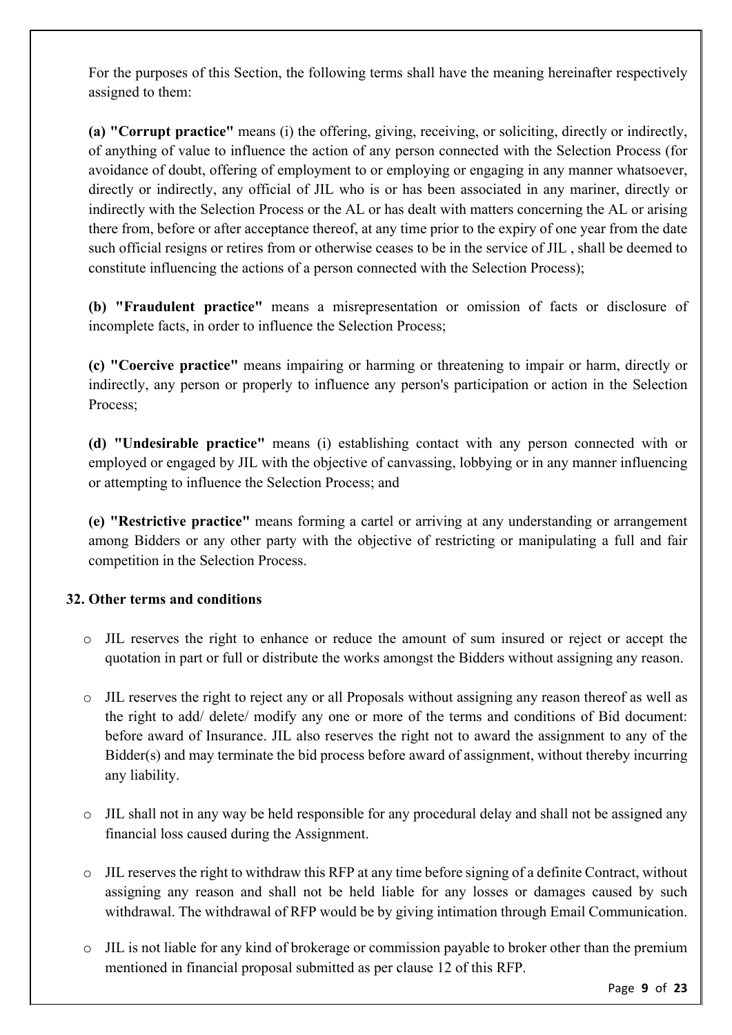For the purposes of this Section, the following terms shall have the meaning hereinafter respectively assigned to them:

**(a) "Corrupt practice"** means (i) the offering, giving, receiving, or soliciting, directly or indirectly, of anything of value to influence the action of any person connected with the Selection Process (for avoidance of doubt, offering of employment to or employing or engaging in any manner whatsoever, directly or indirectly, any official of JIL who is or has been associated in any mariner, directly or indirectly with the Selection Process or the AL or has dealt with matters concerning the AL or arising there from, before or after acceptance thereof, at any time prior to the expiry of one year from the date such official resigns or retires from or otherwise ceases to be in the service of JIL , shall be deemed to constitute influencing the actions of a person connected with the Selection Process);

**(b) "Fraudulent practice"** means a misrepresentation or omission of facts or disclosure of incomplete facts, in order to influence the Selection Process;

**(c) "Coercive practice"** means impairing or harming or threatening to impair or harm, directly or indirectly, any person or properly to influence any person's participation or action in the Selection Process;

**(d) "Undesirable practice"** means (i) establishing contact with any person connected with or employed or engaged by JIL with the objective of canvassing, lobbying or in any manner influencing or attempting to influence the Selection Process; and

**(e) "Restrictive practice"** means forming a cartel or arriving at any understanding or arrangement among Bidders or any other party with the objective of restricting or manipulating a full and fair competition in the Selection Process.

## 32. Other terms and conditions

- JIL reserves the right to enhance or reduce the amount of sum insured or reject or accept the quotation in part or full or distribute the works amongst the Bidders without assigning any reason.
- JIL reserves the right to reject any or all Proposals without assigning any reason thereof as well as the right to add/ delete/ modify any one or more of the terms and conditions of Bid document: before award of Insurance. JIL also reserves the right not to award the assignment to any of the Bidder(s) and may terminate the bid process before award of assignment, without thereby incurring any liability.
- JIL shall not in any way be held responsible for any procedural delay and shall not be assigned any financial loss caused during the Assignment.
- JIL reserves the right to withdraw this RFP at any time before signing of a definite Contract, without assigning any reason and shall not be held liable for any losses or damages caused by such withdrawal. The withdrawal of RFP would be by giving intimation through Email Communication.
- JIL is not liable for any kind of brokerage or commission payable to broker other than the premium mentioned in financial proposal submitted as per clause 12 of this RFP.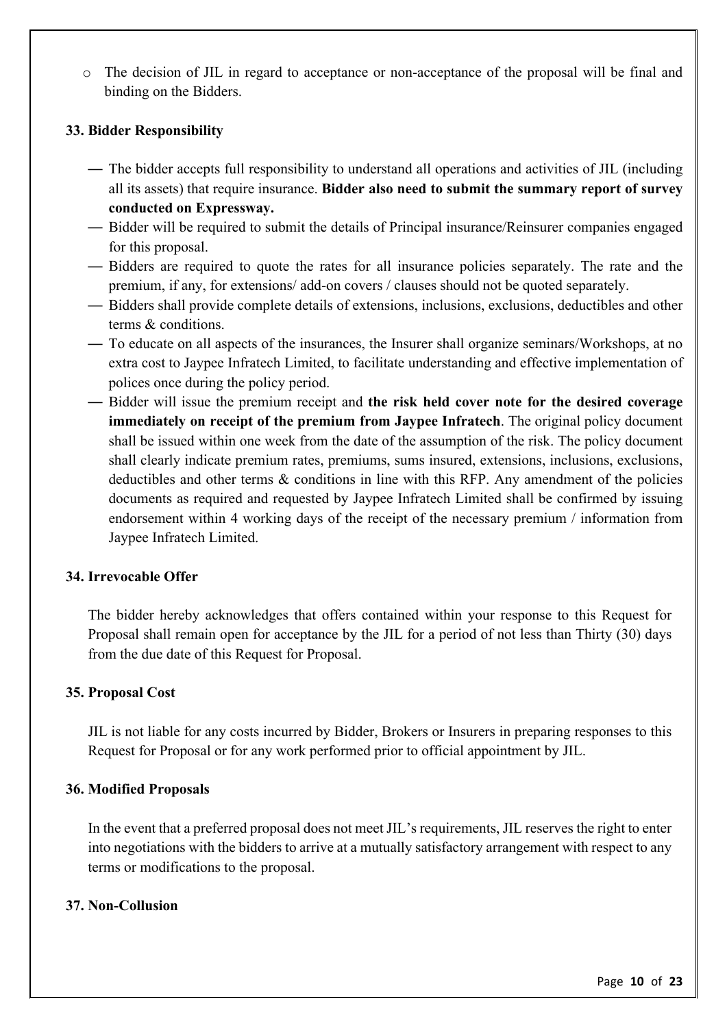- The decision of JIL in regard to acceptance or non-acceptance of the proposal will be final and binding on the Bidders.

### 33. Bidder Responsibility

- The bidder accepts full responsibility to understand all operations and activities of JIL (including all its assets) that require insurance. **Bidder also need to submit the summary report of survey conducted on Expressway.**
- Bidder will be required to submit the details of Principal insurance/Reinsurer companies engaged for this proposal.
- Bidders are required to quote the rates for all insurance policies separately. The rate and the premium, if any, for extensions/ add-on covers / clauses should not be quoted separately.
- Bidders shall provide complete details of extensions, inclusions, exclusions, deductibles and other terms & conditions.
- To educate on all aspects of the insurances, the Insurer shall organize seminars/Workshops, at no extra cost to Jaypee Infratech Limited, to facilitate understanding and effective implementation of polices once during the policy period.
- Bidder will issue the premium receipt and **the risk held cover note for the desired coverage immediately on receipt of the premium from Jaypee Infratech**. The original policy document shall be issued within one week from the date of the assumption of the risk. The policy document shall clearly indicate premium rates, premiums, sums insured, extensions, inclusions, exclusions, deductibles and other terms & conditions in line with this RFP. Any amendment of the policies documents as required and requested by Jaypee Infratech Limited shall be confirmed by issuing endorsement within 4 working days of the receipt of the necessary premium / information from Jaypee Infratech Limited.

### 34. Irrevocable Offer

The bidder hereby acknowledges that offers contained within your response to this Request for Proposal shall remain open for acceptance by the JIL for a period of not less than Thirty (30) days from the due date of this Request for Proposal.

### 35. Proposal Cost

JIL is not liable for any costs incurred by Bidder, Brokers or Insurers in preparing responses to this Request for Proposal or for any work performed prior to official appointment by JIL.

### 36. Modified Proposals

In the event that a preferred proposal does not meet JIL's requirements, JIL reserves the right to enter into negotiations with the bidders to arrive at a mutually satisfactory arrangement with respect to any terms or modifications to the proposal.

### 37. Non-Collusion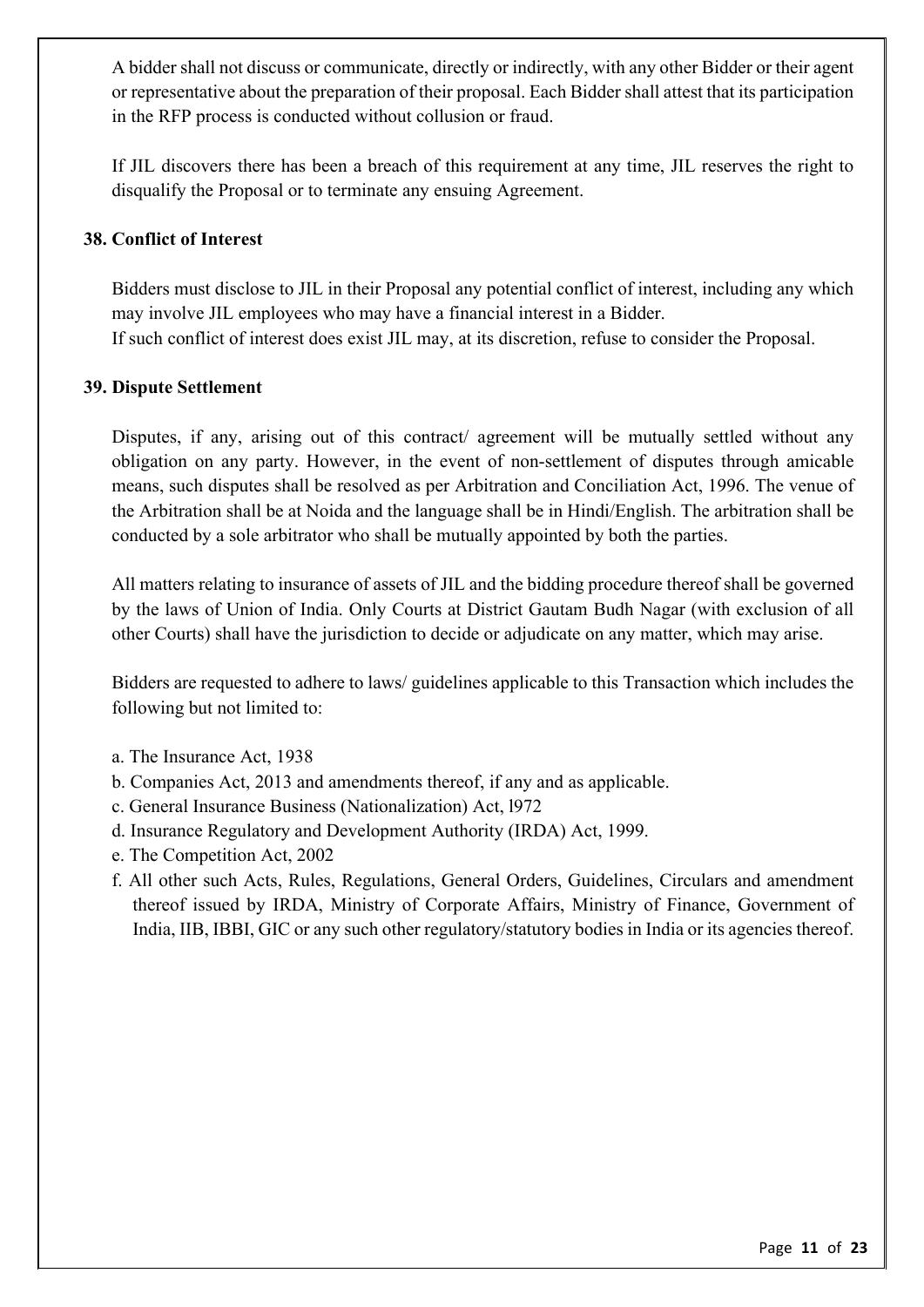A bidder shall not discuss or communicate, directly or indirectly, with any other Bidder or their agent or representative about the preparation of their proposal. Each Bidder shall attest that its participation in the RFP process is conducted without collusion or fraud.

If JIL discovers there has been a breach of this requirement at any time, JIL reserves the right to disqualify the Proposal or to terminate any ensuing Agreement.

**38. Conflict of Interest**

Bidders must disclose to JIL in their Proposal any potential conflict of interest, including any which may involve JIL employees who may have a financial interest in a Bidder.
If such conflict of interest does exist JIL may, at its discretion, refuse to consider the Proposal.

**39. Dispute Settlement**

Disputes, if any, arising out of this contract/ agreement will be mutually settled without any obligation on any party. However, in the event of non-settlement of disputes through amicable means, such disputes shall be resolved as per Arbitration and Conciliation Act, 1996. The venue of the Arbitration shall be at Noida and the language shall be in Hindi/English. The arbitration shall be conducted by a sole arbitrator who shall be mutually appointed by both the parties.

All matters relating to insurance of assets of JIL and the bidding procedure thereof shall be governed by the laws of Union of India. Only Courts at District Gautam Budh Nagar (with exclusion of all other Courts) shall have the jurisdiction to decide or adjudicate on any matter, which may arise.

Bidders are requested to adhere to laws/ guidelines applicable to this Transaction which includes the following but not limited to:

a. The Insurance Act, 1938
b. Companies Act, 2013 and amendments thereof, if any and as applicable.
c. General Insurance Business (Nationalization) Act, l972
d. Insurance Regulatory and Development Authority (IRDA) Act, 1999.
e. The Competition Act, 2002
f. All other such Acts, Rules, Regulations, General Orders, Guidelines, Circulars and amendment thereof issued by IRDA, Ministry of Corporate Affairs, Ministry of Finance, Government of India, IIB, IBBI, GIC or any such other regulatory/statutory bodies in India or its agencies thereof.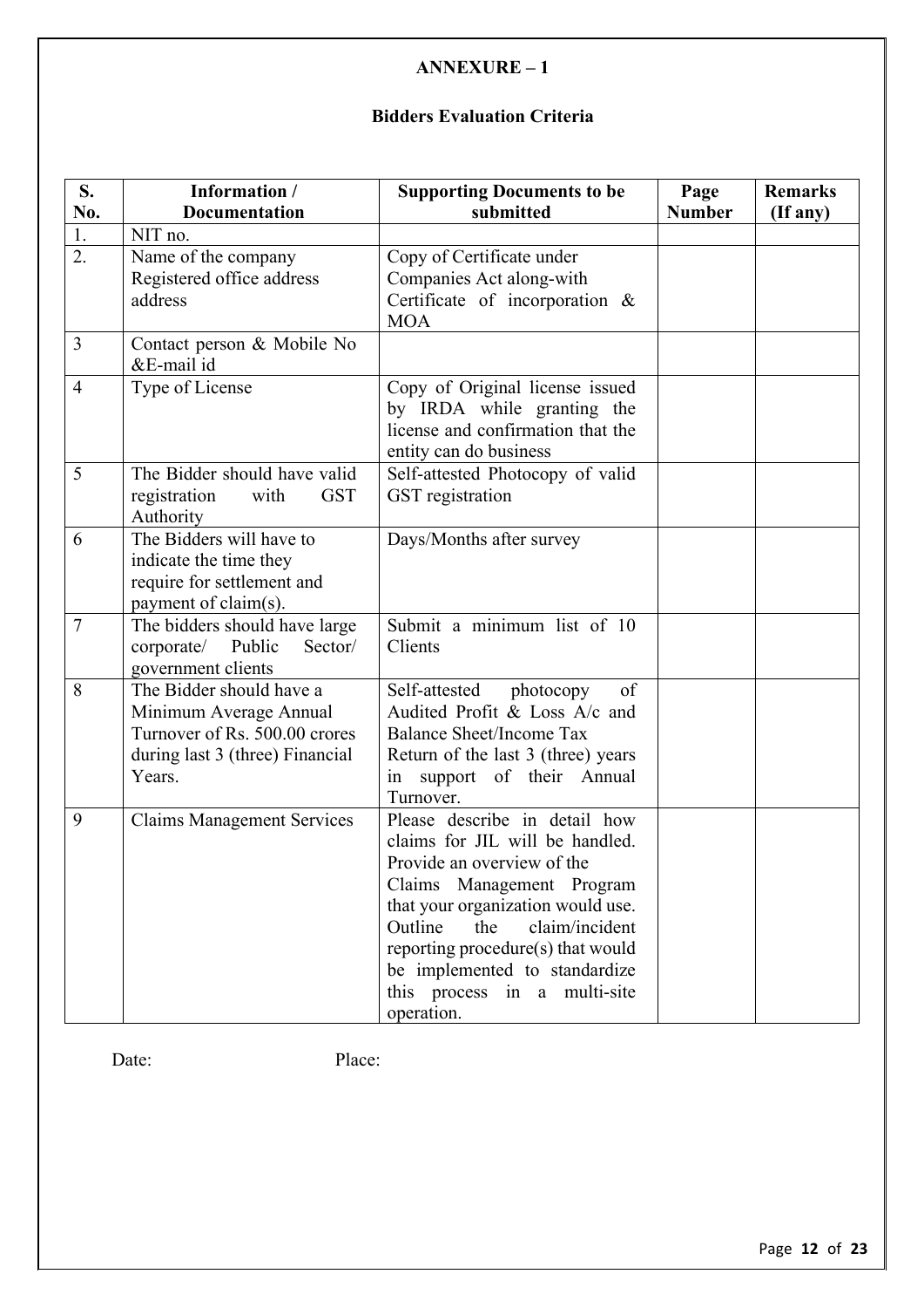**ANNEXURE – 1**

**Bidders Evaluation Criteria**

| S. No. | Information / Documentation | Supporting Documents to be submitted | Page Number | Remarks (If any) |
|---|---|---|---|---|
| 1. | NIT no. | | | |
| 2. | Name of the company Registered office address address | Copy of Certificate under Companies Act along-with Certificate of incorporation & MOA | | |
| 3 | Contact person & Mobile No &E-mail id | | | |
| 4 | Type of License | Copy of Original license issued by IRDA while granting the license and confirmation that the entity can do business | | |
| 5 | The Bidder should have valid registration with GST Authority | Self-attested Photocopy of valid GST registration | | |
| 6 | The Bidders will have to indicate the time they require for settlement and payment of claim(s). | Days/Months after survey | | |
| 7 | The bidders should have large corporate/ Public Sector/ government clients | Submit a minimum list of 10 Clients | | |
| 8 | The Bidder should have a Minimum Average Annual Turnover of Rs. 500.00 crores during last 3 (three) Financial Years. | Self-attested photocopy of Audited Profit & Loss A/c and Balance Sheet/Income Tax Return of the last 3 (three) years in support of their Annual Turnover. | | |
| 9 | Claims Management Services | Please describe in detail how claims for JIL will be handled. Provide an overview of the Claims Management Program that your organization would use. Outline the claim/incident reporting procedure(s) that would be implemented to standardize this process in a multi-site operation. | | |

Date: Place: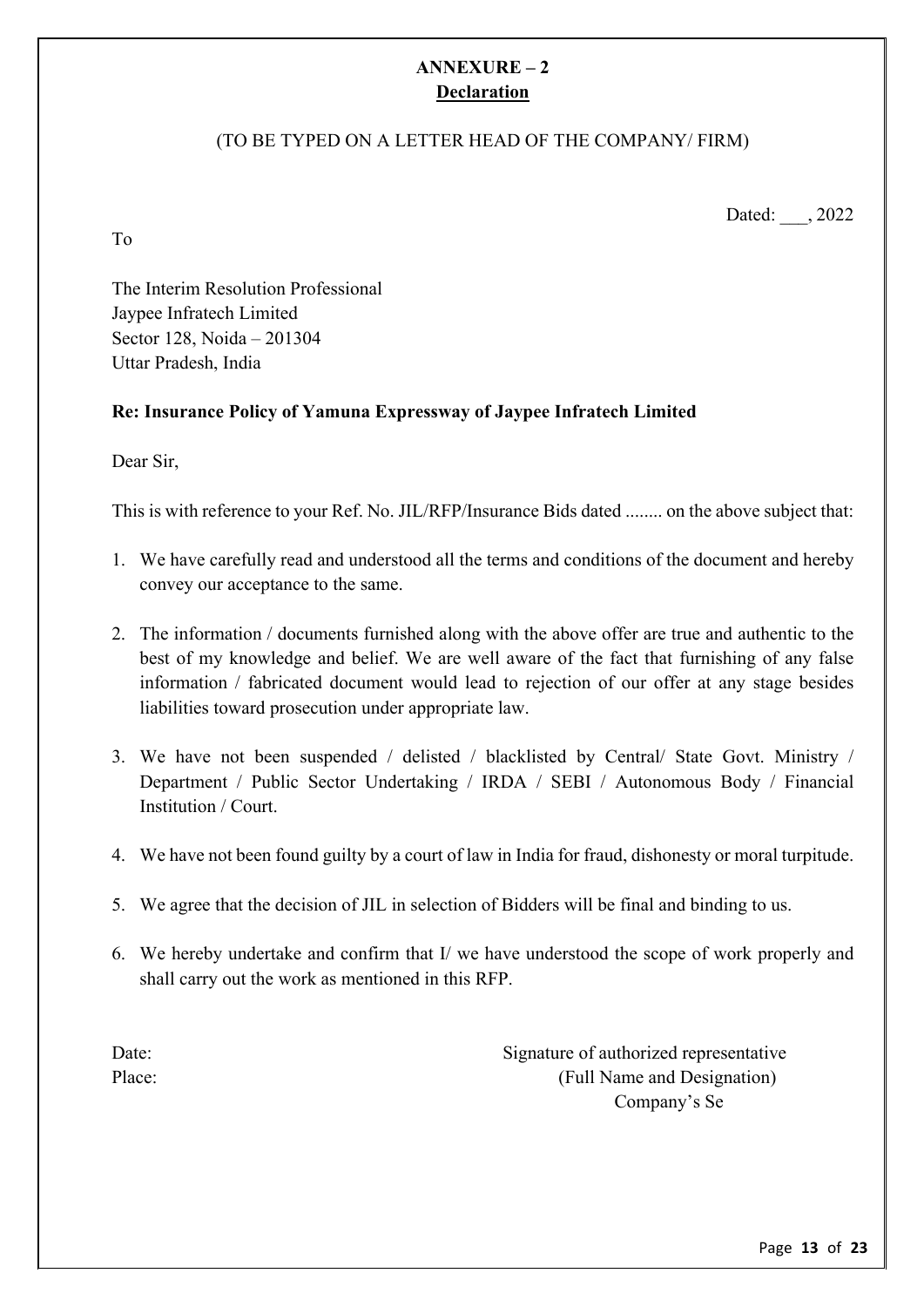# ANNEXURE – 2

## Declaration

(TO BE TYPED ON A LETTER HEAD OF THE COMPANY/ FIRM)

Dated: ___, 2022

To

The Interim Resolution Professional
Jaypee Infratech Limited
Sector 128, Noida – 201304
Uttar Pradesh, India

**Re: Insurance Policy of Yamuna Expressway of Jaypee Infratech Limited**

Dear Sir,

This is with reference to your Ref. No. JIL/RFP/Insurance Bids dated ........ on the above subject that:

1. We have carefully read and understood all the terms and conditions of the document and hereby convey our acceptance to the same.
2. The information / documents furnished along with the above offer are true and authentic to the best of my knowledge and belief. We are well aware of the fact that furnishing of any false information / fabricated document would lead to rejection of our offer at any stage besides liabilities toward prosecution under appropriate law.
3. We have not been suspended / delisted / blacklisted by Central/ State Govt. Ministry / Department / Public Sector Undertaking / IRDA / SEBI / Autonomous Body / Financial Institution / Court.
4. We have not been found guilty by a court of law in India for fraud, dishonesty or moral turpitude.
5. We agree that the decision of JIL in selection of Bidders will be final and binding to us.
6. We hereby undertake and confirm that I/ we have understood the scope of work properly and shall carry out the work as mentioned in this RFP.

Date:
Place:

Signature of authorized representative
(Full Name and Designation)
Company's Se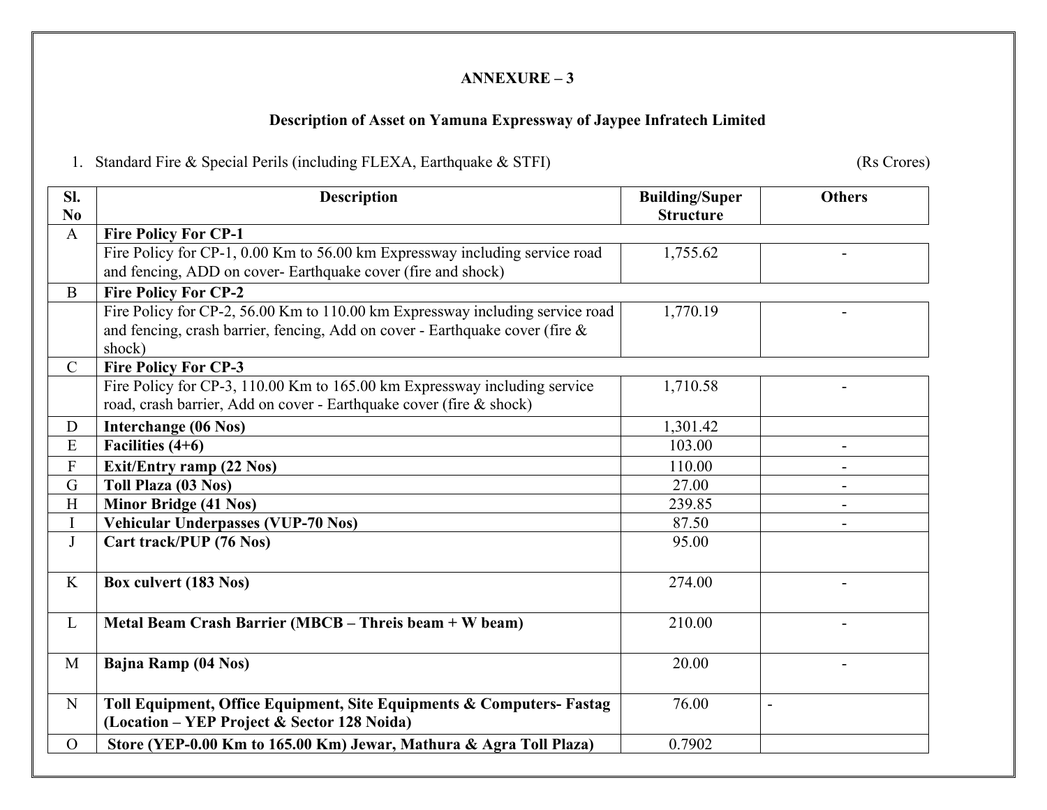**ANNEXURE – 3**

**Description of Asset on Yamuna Expressway of Jaypee Infratech Limited**

1. Standard Fire & Special Perils (including FLEXA, Earthquake & STFI) (Rs Crores)

| Sl. No | Description | Building/Super Structure | Others |
|---|---|---|---|
| A | **Fire Policy For CP-1** | | |
| | Fire Policy for CP-1, 0.00 Km to 56.00 km Expressway including service road and fencing, ADD on cover- Earthquake cover (fire and shock) | 1,755.62 | - |
| B | **Fire Policy For CP-2** | | |
| | Fire Policy for CP-2, 56.00 Km to 110.00 km Expressway including service road and fencing, crash barrier, fencing, Add on cover - Earthquake cover (fire & shock) | 1,770.19 | - |
| C | **Fire Policy For CP-3** | | |
| | Fire Policy for CP-3, 110.00 Km to 165.00 km Expressway including service road, crash barrier, Add on cover - Earthquake cover (fire & shock) | 1,710.58 | - |
| D | **Interchange (06 Nos)** | 1,301.42 | |
| E | **Facilities (4+6)** | 103.00 | - |
| F | **Exit/Entry ramp (22 Nos)** | 110.00 | - |
| G | **Toll Plaza (03 Nos)** | 27.00 | - |
| H | **Minor Bridge (41 Nos)** | 239.85 | - |
| I | **Vehicular Underpasses (VUP-70 Nos)** | 87.50 | - |
| J | **Cart track/PUP (76 Nos)** | 95.00 | |
| K | **Box culvert (183 Nos)** | 274.00 | - |
| L | **Metal Beam Crash Barrier (MBCB – Threis beam + W beam)** | 210.00 | - |
| M | **Bajna Ramp (04 Nos)** | 20.00 | - |
| N | **Toll Equipment, Office Equipment, Site Equipments & Computers- Fastag (Location – YEP Project & Sector 128 Noida)** | 76.00 | - |
| O | **Store (YEP-0.00 Km to 165.00 Km) Jewar, Mathura & Agra Toll Plaza)** | 0.7902 | |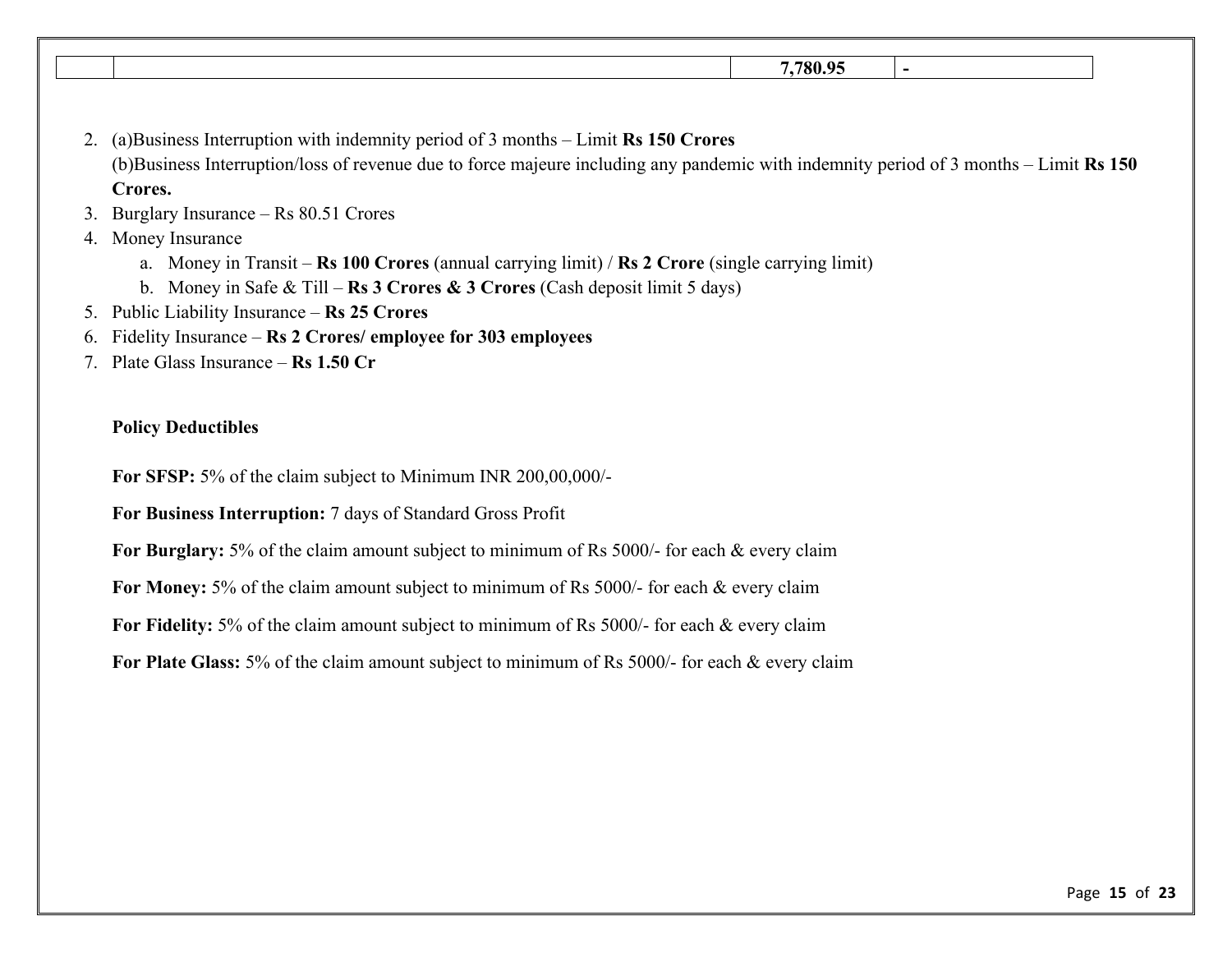| | | 7,780.95 | - |
|---|---|---|---|

2. (a)Business Interruption with indemnity period of 3 months – Limit **Rs 150 Crores**
   (b)Business Interruption/loss of revenue due to force majeure including any pandemic with indemnity period of 3 months – Limit **Rs 150 Crores.**
3. Burglary Insurance – Rs 80.51 Crores
4. Money Insurance
   a. Money in Transit – **Rs 100 Crores** (annual carrying limit) / **Rs 2 Crore** (single carrying limit)
   b. Money in Safe & Till – **Rs 3 Crores & 3 Crores** (Cash deposit limit 5 days)
5. Public Liability Insurance – **Rs 25 Crores**
6. Fidelity Insurance – **Rs 2 Crores/ employee for 303 employees**
7. Plate Glass Insurance – **Rs 1.50 Cr**

**Policy Deductibles**

**For SFSP:** 5% of the claim subject to Minimum INR 200,00,000/-

**For Business Interruption:** 7 days of Standard Gross Profit

**For Burglary:** 5% of the claim amount subject to minimum of Rs 5000/- for each & every claim

**For Money:** 5% of the claim amount subject to minimum of Rs 5000/- for each & every claim

**For Fidelity:** 5% of the claim amount subject to minimum of Rs 5000/- for each & every claim

**For Plate Glass:** 5% of the claim amount subject to minimum of Rs 5000/- for each & every claim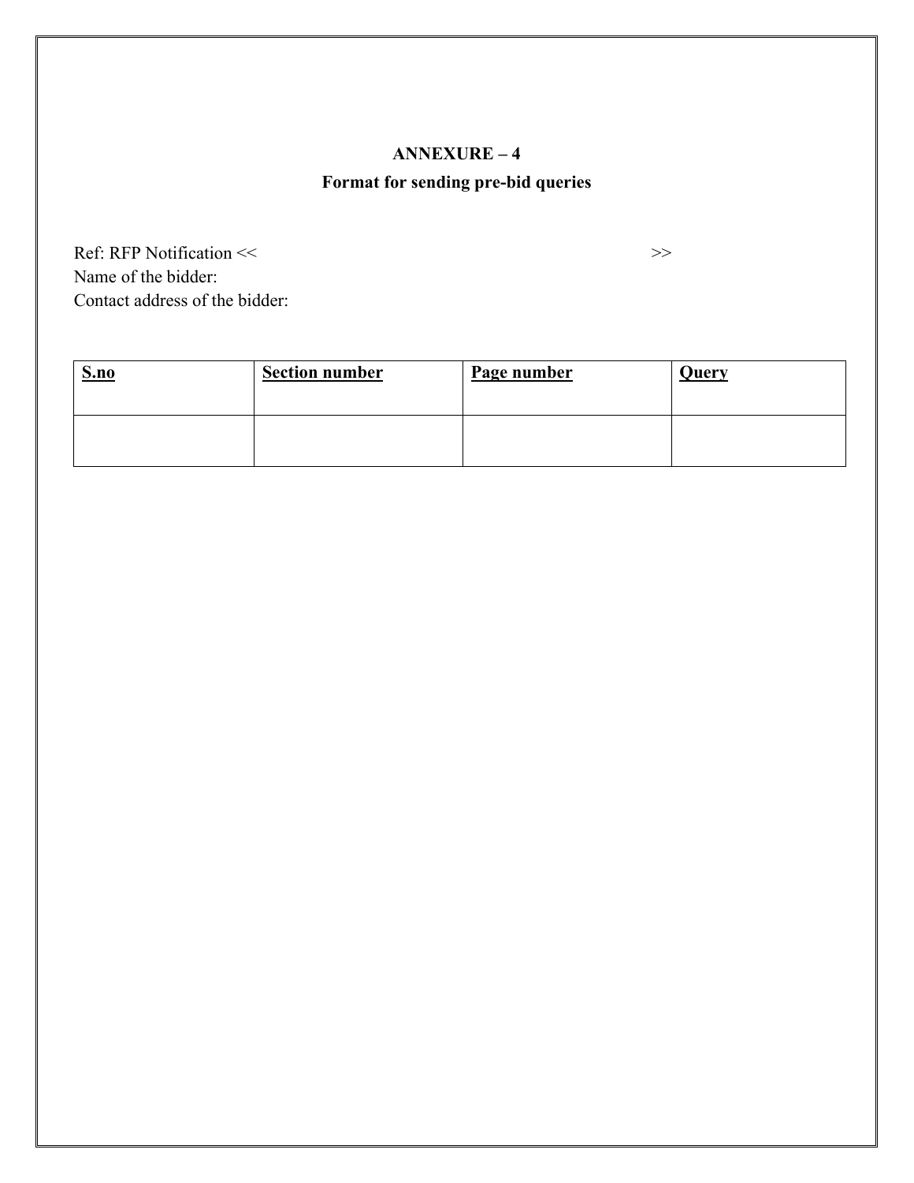## ANNEXURE – 4

### Format for sending pre-bid queries

Ref: RFP Notification << >>
Name of the bidder:
Contact address of the bidder:

| **S.no** | **Section number** | **Page number** | **Query** |
|---|---|---|---|
| | | | |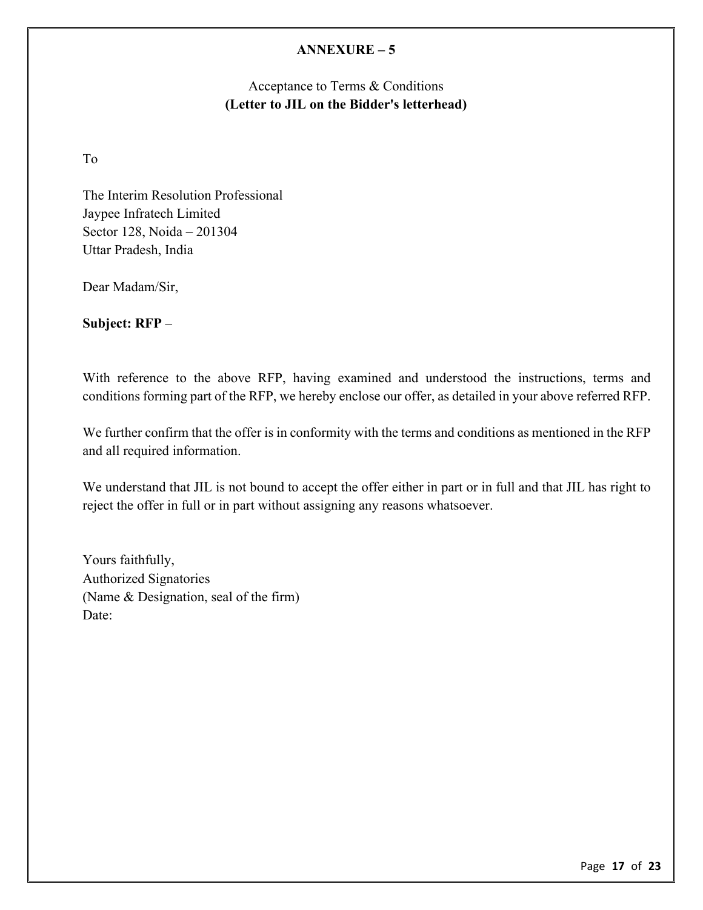## ANNEXURE – 5

Acceptance to Terms & Conditions
**(Letter to JIL on the Bidder's letterhead)**

To

The Interim Resolution Professional
Jaypee Infratech Limited
Sector 128, Noida – 201304
Uttar Pradesh, India

Dear Madam/Sir,

**Subject: RFP** –

With reference to the above RFP, having examined and understood the instructions, terms and conditions forming part of the RFP, we hereby enclose our offer, as detailed in your above referred RFP.

We further confirm that the offer is in conformity with the terms and conditions as mentioned in the RFP and all required information.

We understand that JIL is not bound to accept the offer either in part or in full and that JIL has right to reject the offer in full or in part without assigning any reasons whatsoever.

Yours faithfully,
Authorized Signatories
(Name & Designation, seal of the firm)
Date: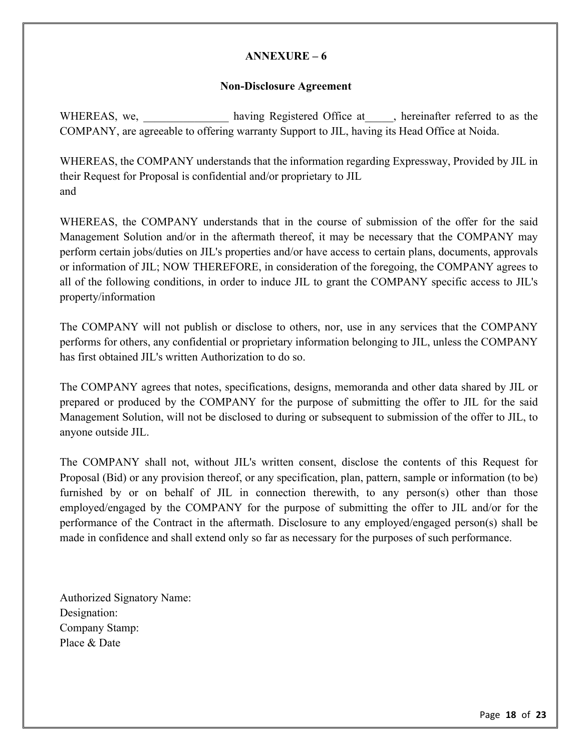## ANNEXURE – 6

### Non-Disclosure Agreement

WHEREAS, we, _______________ having Registered Office at_____, hereinafter referred to as the COMPANY, are agreeable to offering warranty Support to JIL, having its Head Office at Noida.

WHEREAS, the COMPANY understands that the information regarding Expressway, Provided by JIL in their Request for Proposal is confidential and/or proprietary to JIL
and

WHEREAS, the COMPANY understands that in the course of submission of the offer for the said Management Solution and/or in the aftermath thereof, it may be necessary that the COMPANY may perform certain jobs/duties on JIL's properties and/or have access to certain plans, documents, approvals or information of JIL; NOW THEREFORE, in consideration of the foregoing, the COMPANY agrees to all of the following conditions, in order to induce JIL to grant the COMPANY specific access to JIL's property/information

The COMPANY will not publish or disclose to others, nor, use in any services that the COMPANY performs for others, any confidential or proprietary information belonging to JIL, unless the COMPANY has first obtained JIL's written Authorization to do so.

The COMPANY agrees that notes, specifications, designs, memoranda and other data shared by JIL or prepared or produced by the COMPANY for the purpose of submitting the offer to JIL for the said Management Solution, will not be disclosed to during or subsequent to submission of the offer to JIL, to anyone outside JIL.

The COMPANY shall not, without JIL's written consent, disclose the contents of this Request for Proposal (Bid) or any provision thereof, or any specification, plan, pattern, sample or information (to be) furnished by or on behalf of JIL in connection therewith, to any person(s) other than those employed/engaged by the COMPANY for the purpose of submitting the offer to JIL and/or for the performance of the Contract in the aftermath. Disclosure to any employed/engaged person(s) shall be made in confidence and shall extend only so far as necessary for the purposes of such performance.

Authorized Signatory Name:
Designation:
Company Stamp:
Place & Date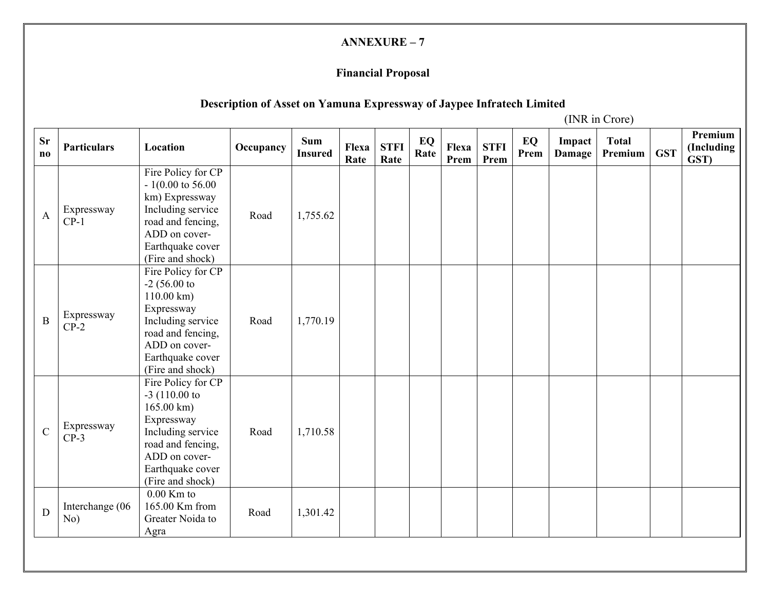## ANNEXURE – 7

### Financial Proposal

### Description of Asset on Yamuna Expressway of Jaypee Infratech Limited

(INR in Crore)

| Sr no | Particulars | Location | Occupancy | Sum Insured | Flexa Rate | STFI Rate | EQ Rate | Flexa Prem | STFI Prem | EQ Prem | Impact Damage | Total Premium | GST | Premium (Including GST) |
|---|---|---|---|---|---|---|---|---|---|---|---|---|---|---|
| A | Expressway CP-1 | Fire Policy for CP - 1(0.00 to 56.00 km) Expressway Including service road and fencing, ADD on cover- Earthquake cover (Fire and shock) | Road | 1,755.62 | | | | | | | | | | |
| B | Expressway CP-2 | Fire Policy for CP -2 (56.00 to 110.00 km) Expressway Including service road and fencing, ADD on cover- Earthquake cover (Fire and shock) | Road | 1,770.19 | | | | | | | | | | |
| C | Expressway CP-3 | Fire Policy for CP -3 (110.00 to 165.00 km) Expressway Including service road and fencing, ADD on cover- Earthquake cover (Fire and shock) | Road | 1,710.58 | | | | | | | | | | |
| D | Interchange (06 No) | 0.00 Km to 165.00 Km from Greater Noida to Agra | Road | 1,301.42 | | | | | | | | | | |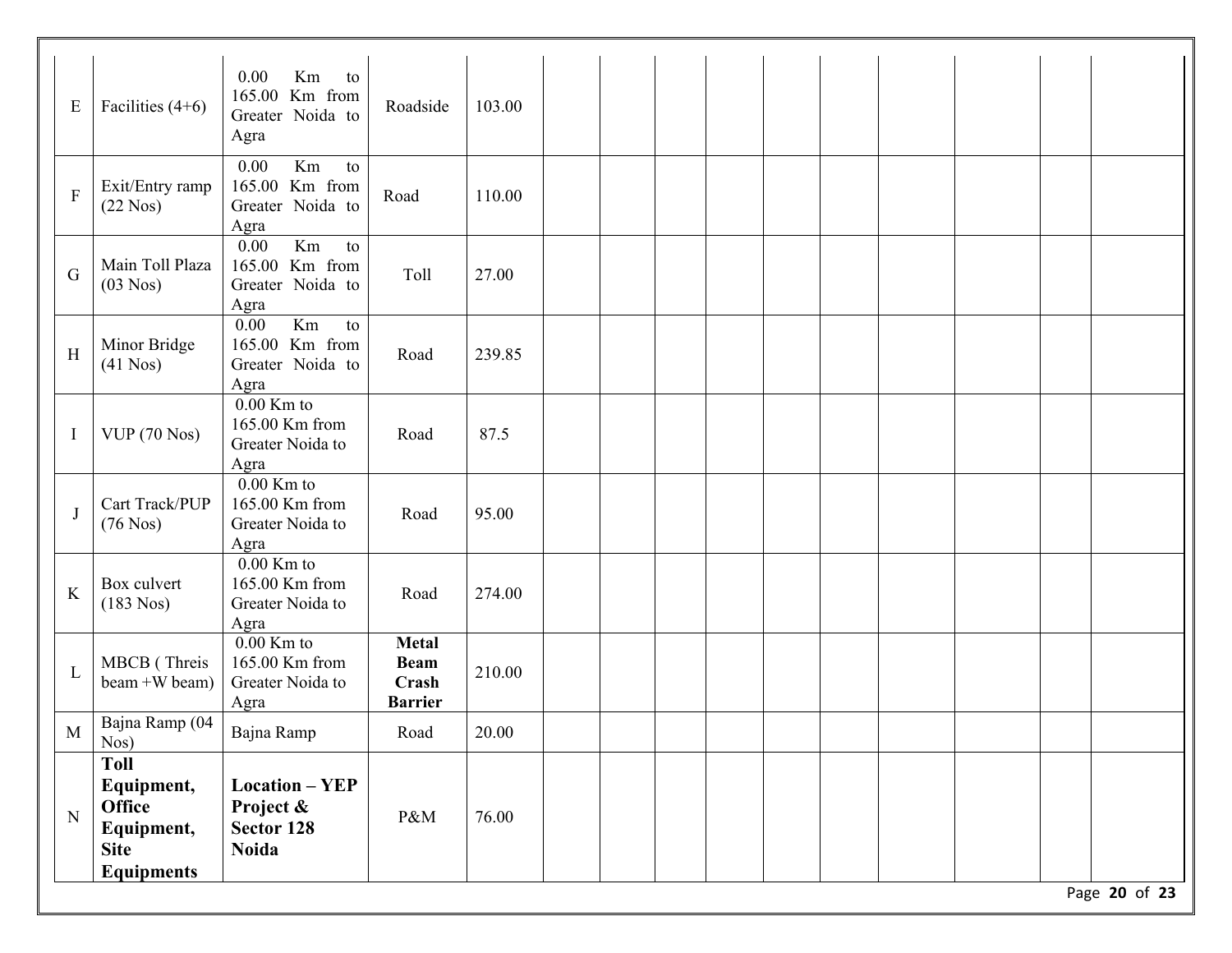| E | Facilities (4+6) | 0.00 Km to 165.00 Km from Greater Noida to Agra | Roadside | 103.00 | | | | | | | | | |
|---|---|---|---|---|---|---|---|---|---|---|---|---|---|
| F | Exit/Entry ramp (22 Nos) | 0.00 Km to 165.00 Km from Greater Noida to Agra | Road | 110.00 | | | | | | | | | |
| G | Main Toll Plaza (03 Nos) | 0.00 Km to 165.00 Km from Greater Noida to Agra | Toll | 27.00 | | | | | | | | | |
| H | Minor Bridge (41 Nos) | 0.00 Km to 165.00 Km from Greater Noida to Agra | Road | 239.85 | | | | | | | | | |
| I | VUP (70 Nos) | 0.00 Km to 165.00 Km from Greater Noida to Agra | Road | 87.5 | | | | | | | | | |
| J | Cart Track/PUP (76 Nos) | 0.00 Km to 165.00 Km from Greater Noida to Agra | Road | 95.00 | | | | | | | | | |
| K | Box culvert (183 Nos) | 0.00 Km to 165.00 Km from Greater Noida to Agra | Road | 274.00 | | | | | | | | | |
| L | MBCB ( Threis beam +W beam) | 0.00 Km to 165.00 Km from Greater Noida to Agra | **Metal Beam Crash Barrier** | 210.00 | | | | | | | | | |
| M | Bajna Ramp (04 Nos) | Bajna Ramp | Road | 20.00 | | | | | | | | | |
| N | **Toll Equipment, Office Equipment, Site Equipments** | **Location – YEP Project & Sector 128 Noida** | P&M | 76.00 | | | | | | | | | |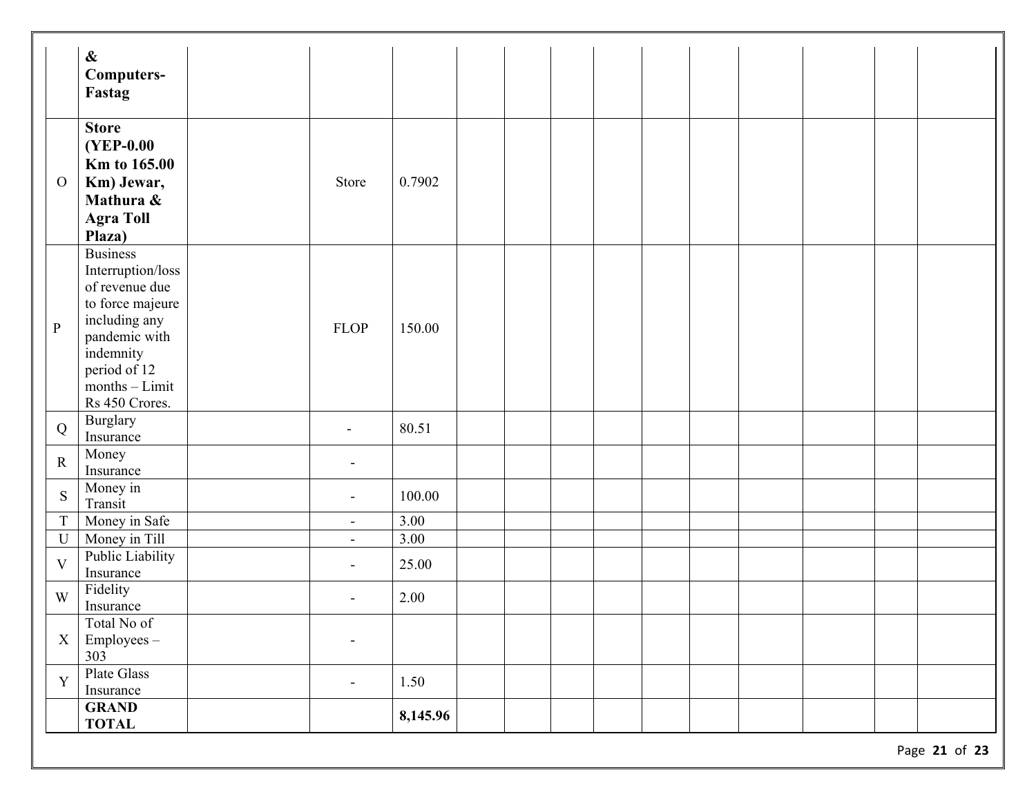| | | | | | | | | | | | | | | |
|---|---|---|---|---|---|---|---|---|---|---|---|---|---|---|
| | **& Computers- Fastag** | | | | | | | | | | | | | |
| O | **Store (YEP-0.00 Km to 165.00 Km) Jewar, Mathura & Agra Toll Plaza)** | | Store | 0.7902 | | | | | | | | | | |
| P | Business Interruption/loss of revenue due to force majeure including any pandemic with indemnity period of 12 months – Limit Rs 450 Crores. | | FLOP | 150.00 | | | | | | | | | | |
| Q | Burglary Insurance | | - | 80.51 | | | | | | | | | | |
| R | Money Insurance | | - | | | | | | | | | | | |
| S | Money in Transit | | - | 100.00 | | | | | | | | | | |
| T | Money in Safe | | - | 3.00 | | | | | | | | | | |
| U | Money in Till | | - | 3.00 | | | | | | | | | | |
| V | Public Liability Insurance | | - | 25.00 | | | | | | | | | | |
| W | Fidelity Insurance | | - | 2.00 | | | | | | | | | | |
| X | Total No of Employees – 303 | | - | | | | | | | | | | | |
| Y | Plate Glass Insurance | | - | 1.50 | | | | | | | | | | |
| | **GRAND TOTAL** | | | **8,145.96** | | | | | | | | | | |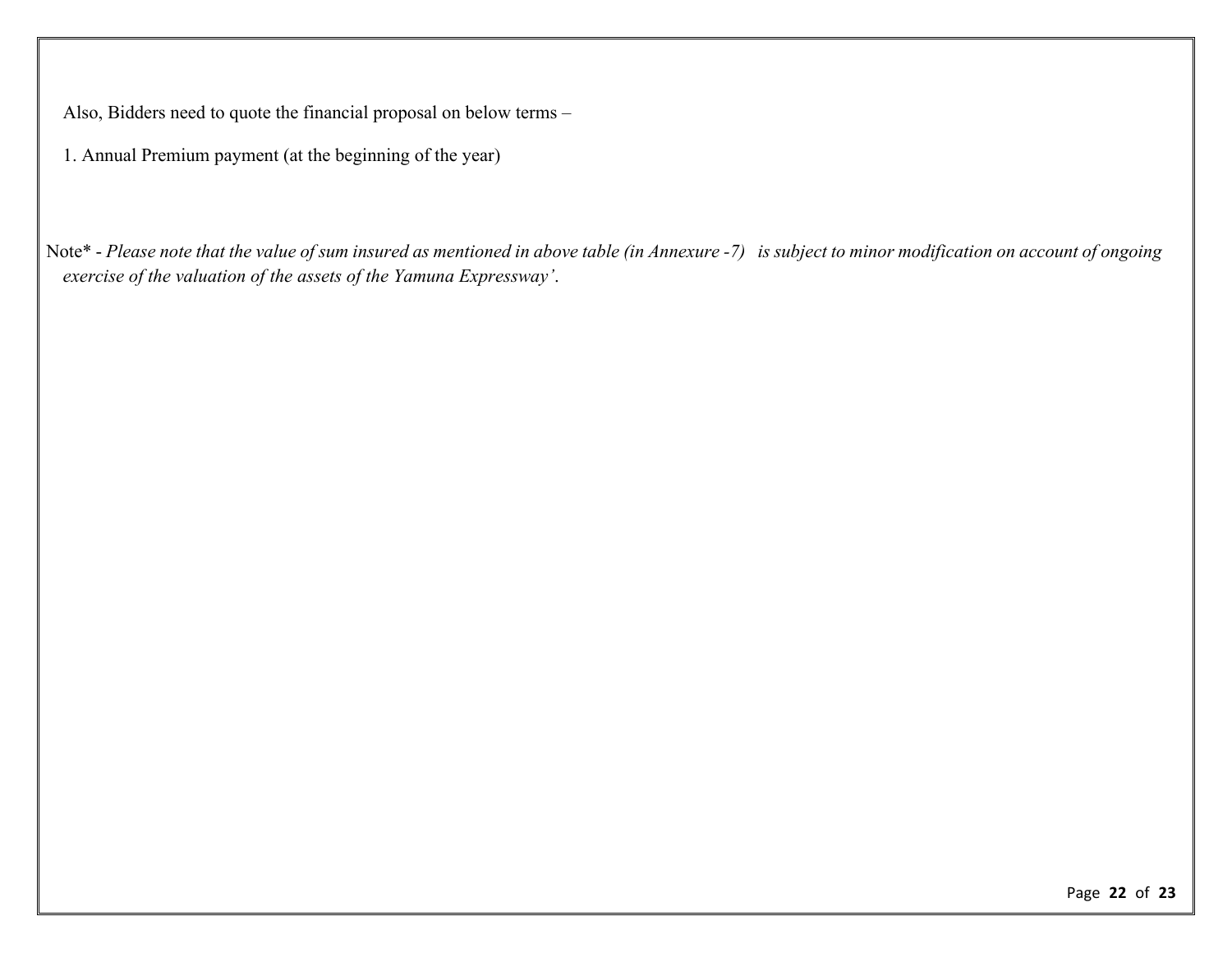Also, Bidders need to quote the financial proposal on below terms –

1. Annual Premium payment (at the beginning of the year)

Note* - *Please note that the value of sum insured as mentioned in above table (in Annexure -7) is subject to minor modification on account of ongoing exercise of the valuation of the assets of the Yamuna Expressway'.*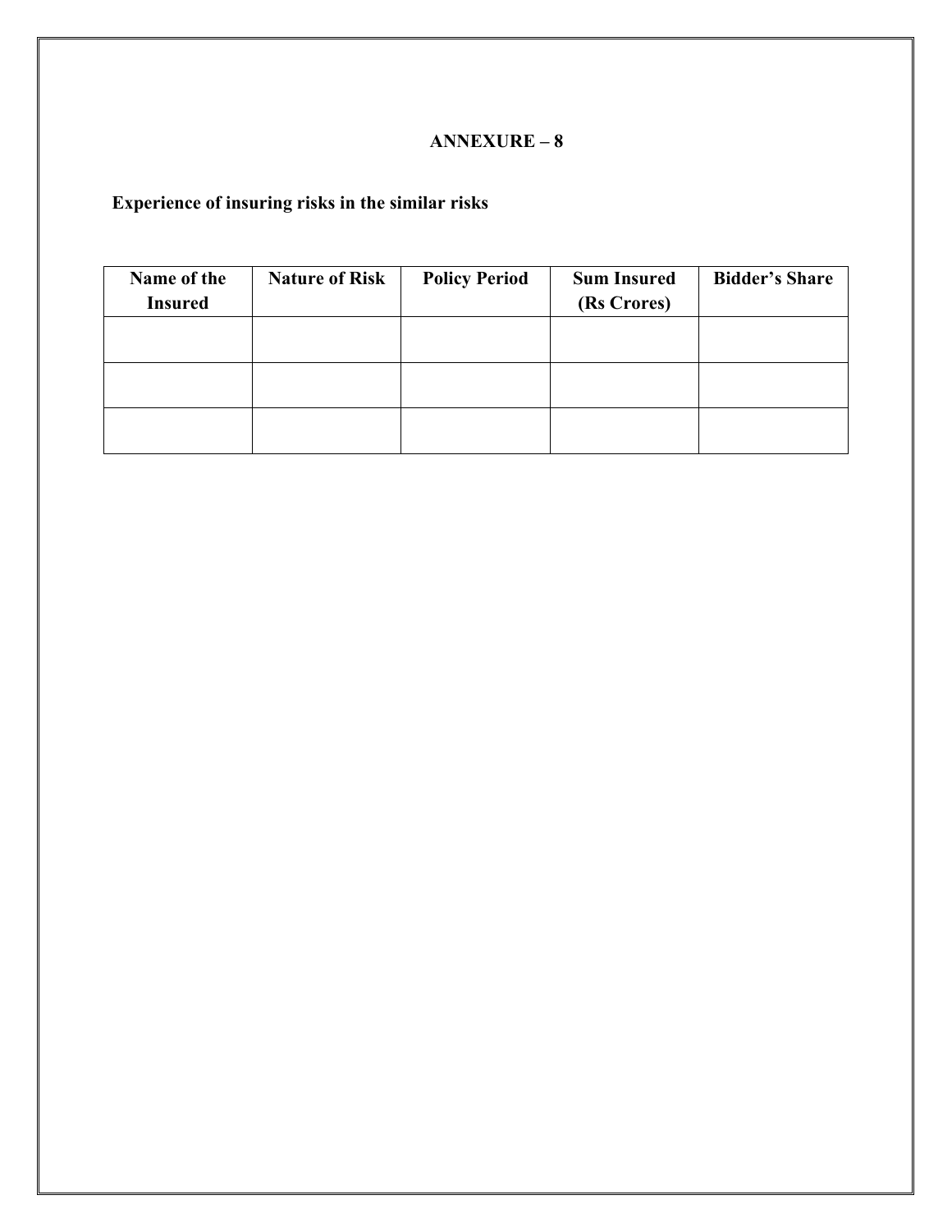## ANNEXURE – 8

**Experience of insuring risks in the similar risks**

| Name of the Insured | Nature of Risk | Policy Period | Sum Insured (Rs Crores) | Bidder's Share |
|---|---|---|---|---|
| | | | | |
| | | | | |
| | | | | |